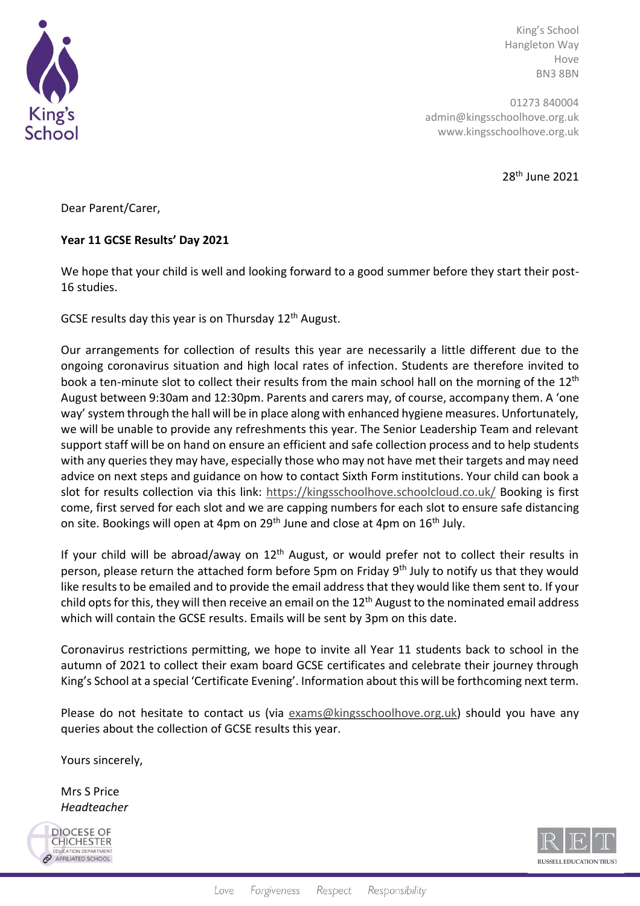King's School
Hangleton Way
Hove
BN3 8BN

01273 840004
admin@kingsschoolhove.org.uk
www.kingsschoolhove.org.uk

28th June 2021

Dear Parent/Carer,

**Year 11 GCSE Results' Day 2021**

We hope that your child is well and looking forward to a good summer before they start their post-16 studies.

GCSE results day this year is on Thursday 12th August.

Our arrangements for collection of results this year are necessarily a little different due to the ongoing coronavirus situation and high local rates of infection. Students are therefore invited to book a ten-minute slot to collect their results from the main school hall on the morning of the 12th August between 9:30am and 12:30pm. Parents and carers may, of course, accompany them. A 'one way' system through the hall will be in place along with enhanced hygiene measures. Unfortunately, we will be unable to provide any refreshments this year. The Senior Leadership Team and relevant support staff will be on hand on ensure an efficient and safe collection process and to help students with any queries they may have, especially those who may not have met their targets and may need advice on next steps and guidance on how to contact Sixth Form institutions. Your child can book a slot for results collection via this link: https://kingsschoolhove.schoolcloud.co.uk/ Booking is first come, first served for each slot and we are capping numbers for each slot to ensure safe distancing on site. Bookings will open at 4pm on 29th June and close at 4pm on 16th July.

If your child will be abroad/away on 12th August, or would prefer not to collect their results in person, please return the attached form before 5pm on Friday 9th July to notify us that they would like results to be emailed and to provide the email address that they would like them sent to. If your child opts for this, they will then receive an email on the 12th August to the nominated email address which will contain the GCSE results. Emails will be sent by 3pm on this date.

Coronavirus restrictions permitting, we hope to invite all Year 11 students back to school in the autumn of 2021 to collect their exam board GCSE certificates and celebrate their journey through King's School at a special 'Certificate Evening'. Information about this will be forthcoming next term.

Please do not hesitate to contact us (via exams@kingsschoolhove.org.uk) should you have any queries about the collection of GCSE results this year.

Yours sincerely,

Mrs S Price
*Headteacher*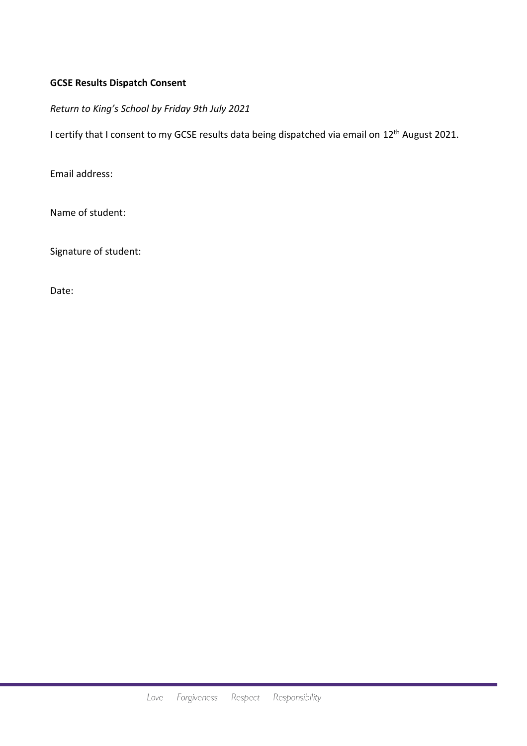**GCSE Results Dispatch Consent**

*Return to King's School by Friday 9th July 2021*

I certify that I consent to my GCSE results data being dispatched via email on 12th August 2021.

Email address:

Name of student:

Signature of student:

Date: